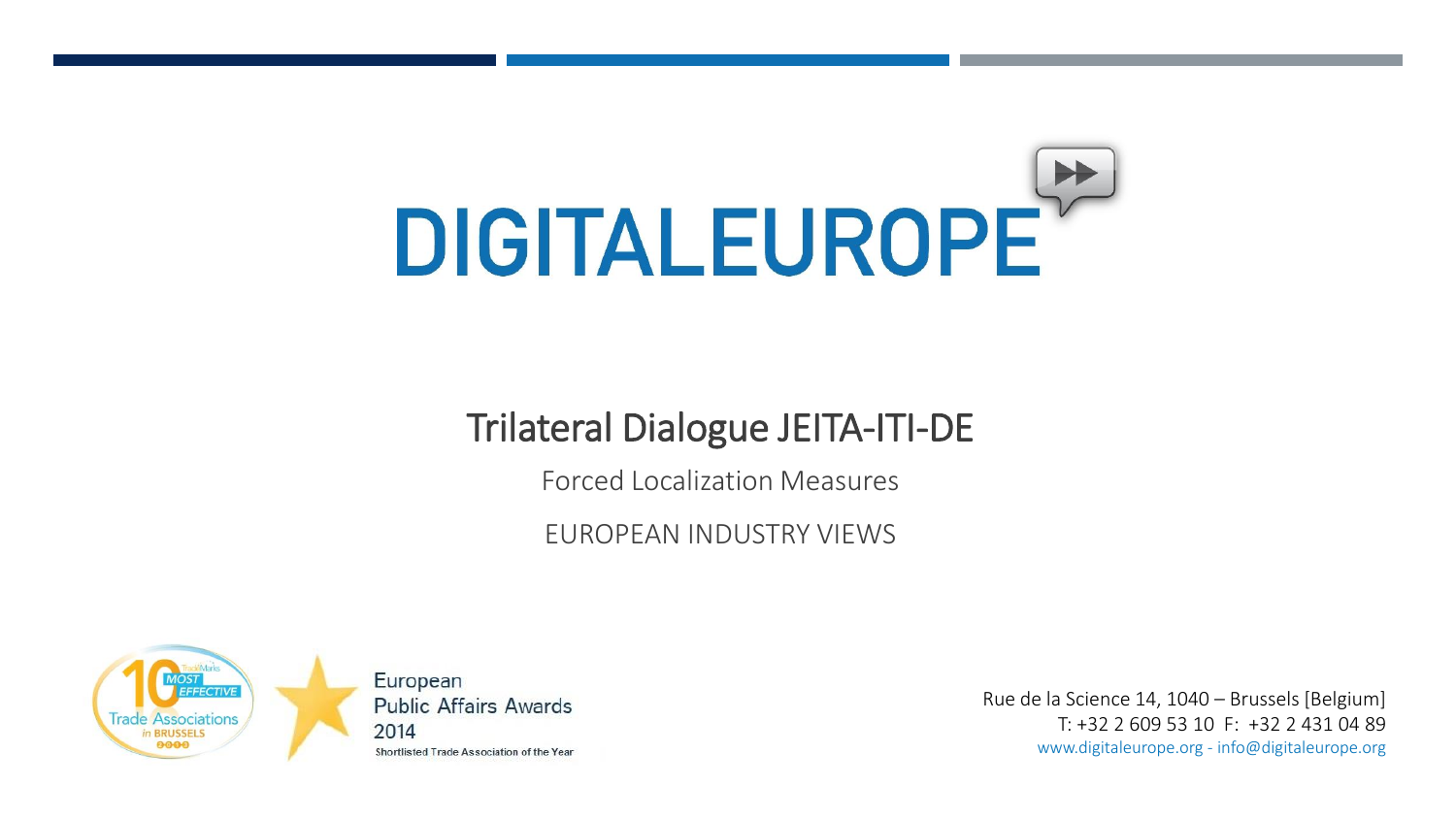# DIGITALEUROPE

## Trilateral Dialogue JEITA-ITI-DE

Forced Localization Measures

EUROPEAN INDUSTRY VIEWS

10 MOST EFFECTIVE Trade Associations in BRUSSELS

European Public Affairs Awards 2014
Shortlisted Trade Association of the Year

Rue de la Science 14, 1040 – Brussels [Belgium]
T: +32 2 609 53 10 F: +32 2 431 04 89
www.digitaleurope.org - info@digitaleurope.org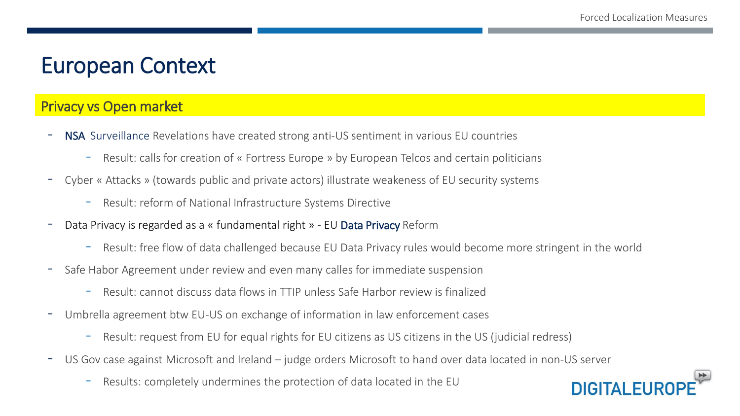# European Context

## Privacy vs Open market

- NSA Surveillance Revelations have created strong anti-US sentiment in various EU countries
  - Result: calls for creation of « Fortress Europe » by European Telcos and certain politicians
- Cyber « Attacks » (towards public and private actors) illustrate weakeness of EU security systems
  - Result: reform of National Infrastructure Systems Directive
- Data Privacy is regarded as a « fundamental right » - EU Data Privacy Reform
  - Result: free flow of data challenged because EU Data Privacy rules would become more stringent in the world
- Safe Habor Agreement under review and even many calles for immediate suspension
  - Result: cannot discuss data flows in TTIP unless Safe Harbor review is finalized
- Umbrella agreement btw EU-US on exchange of information in law enforcement cases
  - Result: request from EU for equal rights for EU citizens as US citizens in the US (judicial redress)
- US Gov case against Microsoft and Ireland – judge orders Microsoft to hand over data located in non-US server
  - Results: completely undermines the protection of data located in the EU

DIGITALEUROPE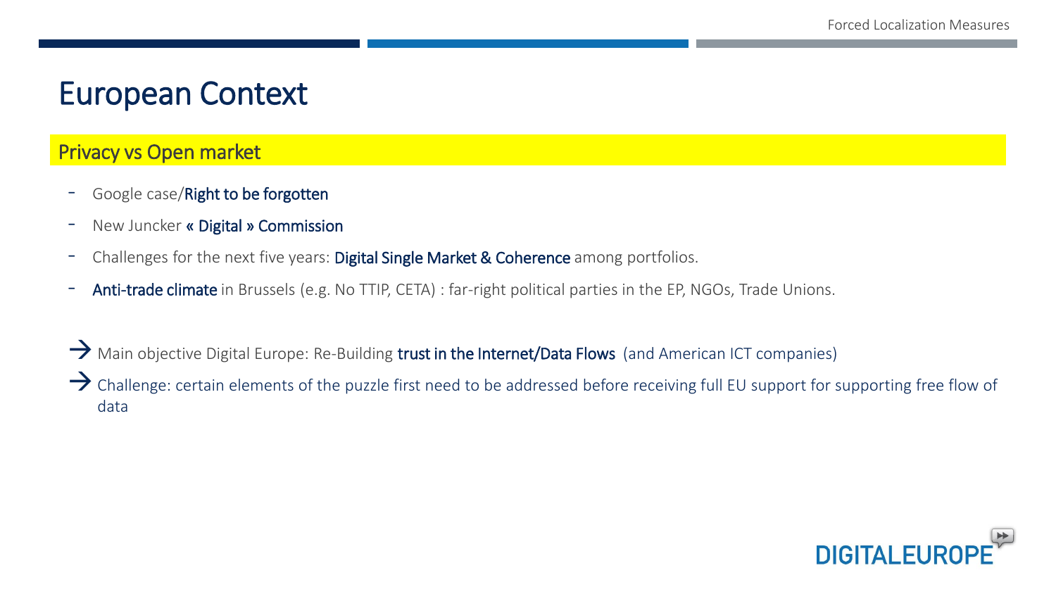# European Context

## Privacy vs Open market

- Google case/**Right to be forgotten**
- New Juncker **« Digital » Commission**
- Challenges for the next five years: **Digital Single Market & Coherence** among portfolios.
- **Anti-trade climate** in Brussels (e.g. No TTIP, CETA) : far-right political parties in the EP, NGOs, Trade Unions.

→ Main objective Digital Europe: Re-Building **trust in the Internet/Data Flows** (and American ICT companies)

→ Challenge: certain elements of the puzzle first need to be addressed before receiving full EU support for supporting free flow of data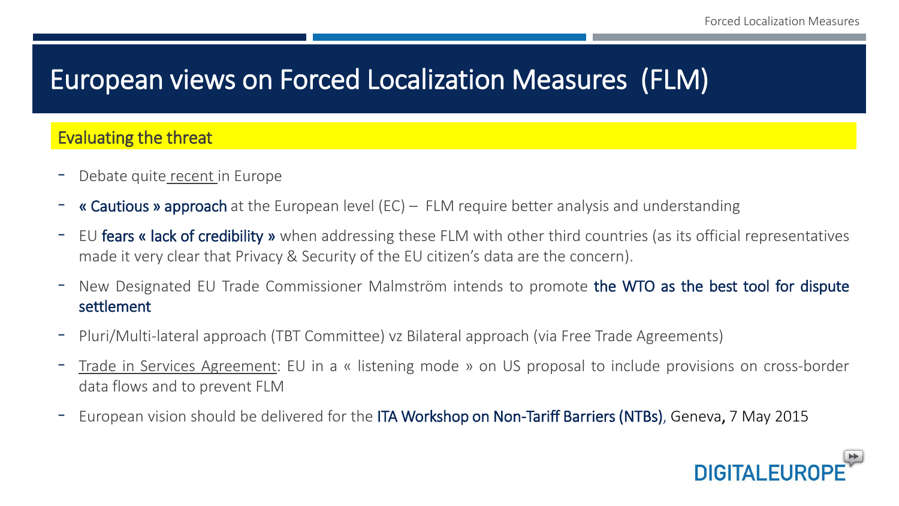# European views on Forced Localization Measures (FLM)

## Evaluating the threat

- Debate quite recent in Europe
- « Cautious » approach at the European level (EC) – FLM require better analysis and understanding
- EU fears « lack of credibility » when addressing these FLM with other third countries (as its official representatives made it very clear that Privacy & Security of the EU citizen's data are the concern).
- New Designated EU Trade Commissioner Malmström intends to promote the WTO as the best tool for dispute settlement
- Pluri/Multi-lateral approach (TBT Committee) vz Bilateral approach (via Free Trade Agreements)
- Trade in Services Agreement: EU in a « listening mode » on US proposal to include provisions on cross-border data flows and to prevent FLM
- European vision should be delivered for the ITA Workshop on Non-Tariff Barriers (NTBs), Geneva, 7 May 2015

DIGITALEUROPE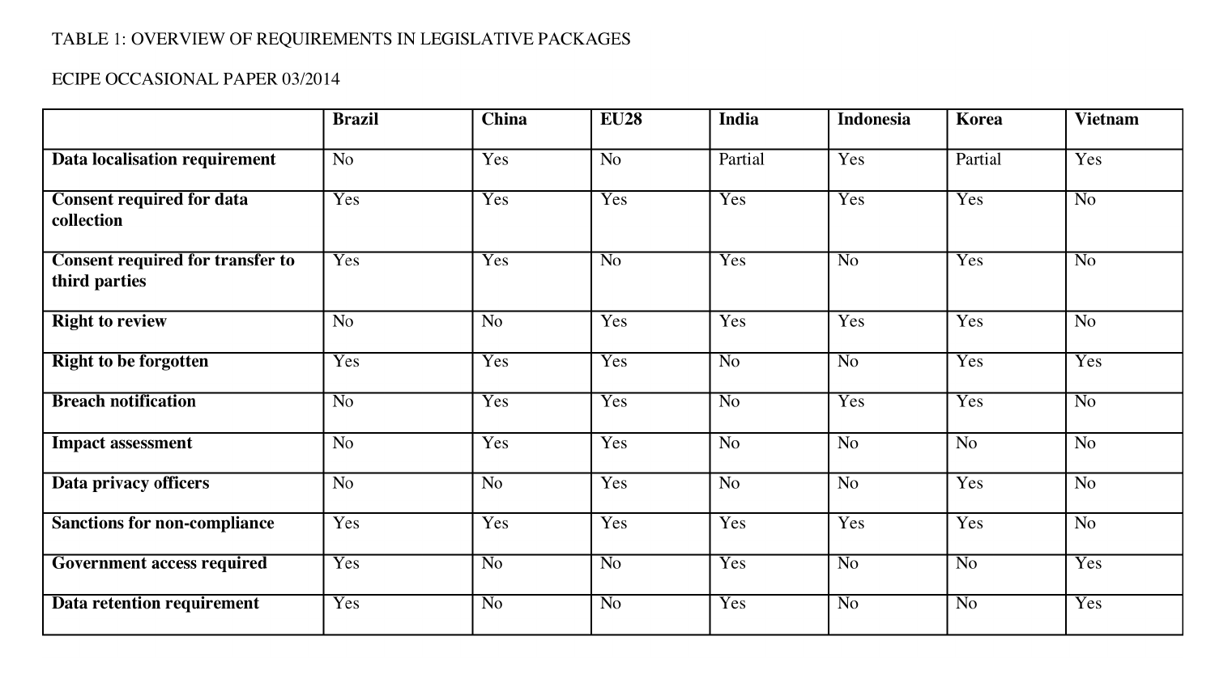TABLE 1: OVERVIEW OF REQUIREMENTS IN LEGISLATIVE PACKAGES

ECIPE OCCASIONAL PAPER 03/2014

| | **Brazil** | **China** | **EU28** | **India** | **Indonesia** | **Korea** | **Vietnam** |
|---|---|---|---|---|---|---|---|
| **Data localisation requirement** | No | Yes | No | Partial | Yes | Partial | Yes |
| **Consent required for data collection** | Yes | Yes | Yes | Yes | Yes | Yes | No |
| **Consent required for transfer to third parties** | Yes | Yes | No | Yes | No | Yes | No |
| **Right to review** | No | No | Yes | Yes | Yes | Yes | No |
| **Right to be forgotten** | Yes | Yes | Yes | No | No | Yes | Yes |
| **Breach notification** | No | Yes | Yes | No | Yes | Yes | No |
| **Impact assessment** | No | Yes | Yes | No | No | No | No |
| **Data privacy officers** | No | No | Yes | No | No | Yes | No |
| **Sanctions for non-compliance** | Yes | Yes | Yes | Yes | Yes | Yes | No |
| **Government access required** | Yes | No | No | Yes | No | No | Yes |
| **Data retention requirement** | Yes | No | No | Yes | No | No | Yes |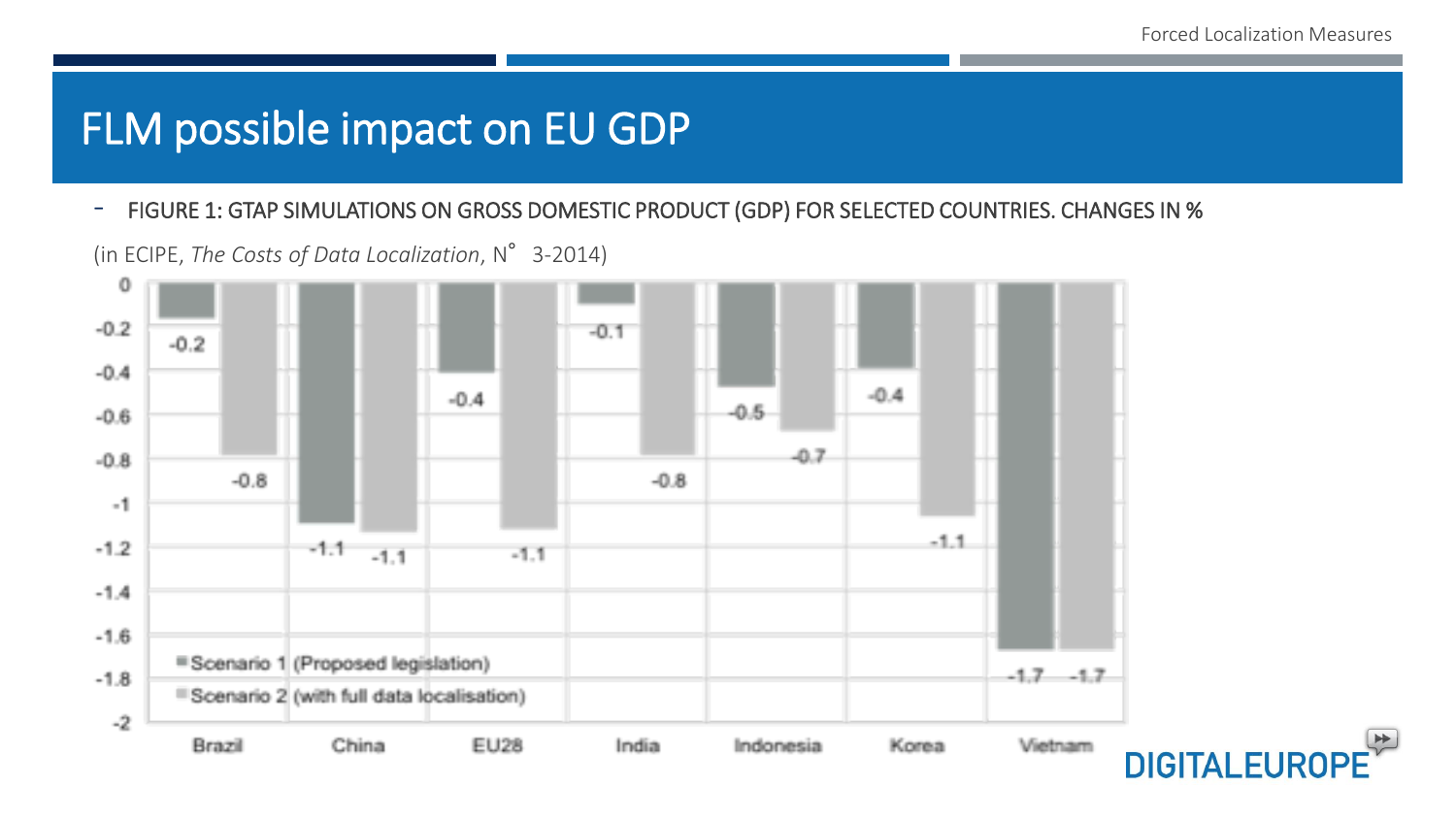# FLM possible impact on EU GDP

- FIGURE 1: GTAP SIMULATIONS ON GROSS DOMESTIC PRODUCT (GDP) FOR SELECTED COUNTRIES. CHANGES IN %

(in ECIPE, *The Costs of Data Localization*, N° 3-2014)

| | Scenario 1 (Proposed legislation) | Scenario 2 (with full data localisation) |
|---|---|---|
| Brazil | -0.2 | -0.8 |
| China | -1.1 | -1.1 |
| EU28 | -0.4 | -1.1 |
| India | -0.1 | -0.8 |
| Indonesia | -0.5 | -0.7 |
| Korea | -0.4 | -1.1 |
| Vietnam | -1.7 | -1.7 |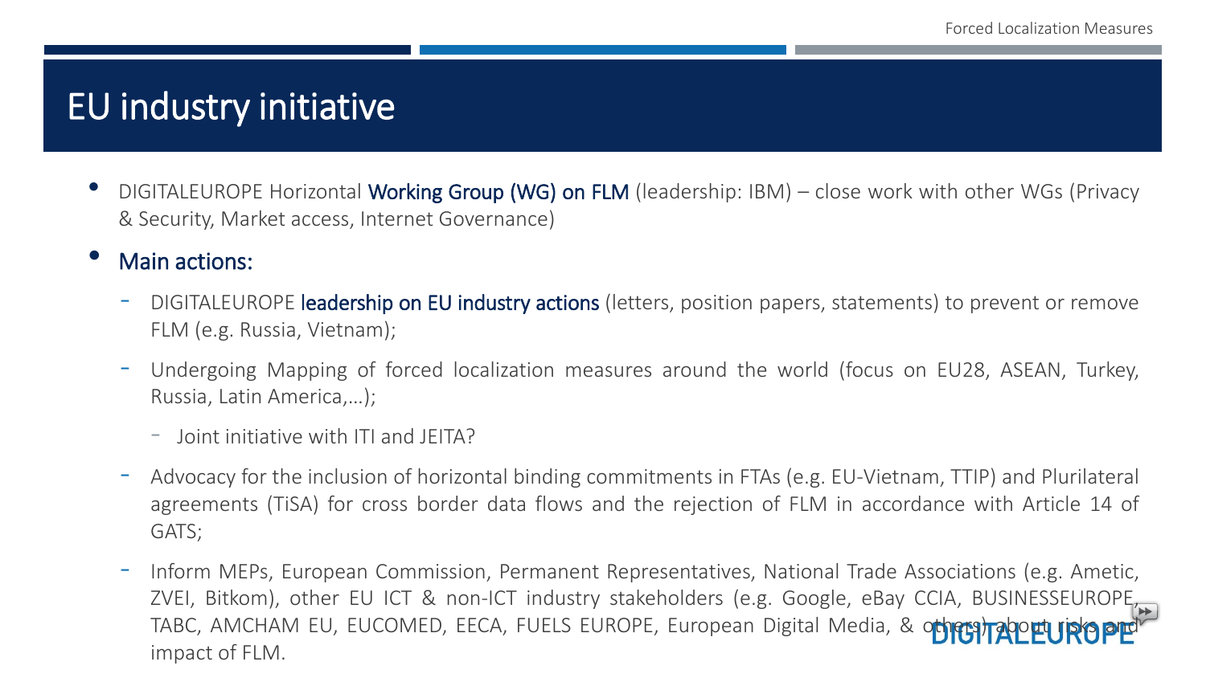# EU industry initiative

- DIGITALEUROPE Horizontal **Working Group (WG) on FLM** (leadership: IBM) – close work with other WGs (Privacy & Security, Market access, Internet Governance)
- **Main actions:**
  - DIGITALEUROPE **leadership on EU industry actions** (letters, position papers, statements) to prevent or remove FLM (e.g. Russia, Vietnam);
  - Undergoing Mapping of forced localization measures around the world (focus on EU28, ASEAN, Turkey, Russia, Latin America,…);
    - Joint initiative with ITI and JEITA?
  - Advocacy for the inclusion of horizontal binding commitments in FTAs (e.g. EU-Vietnam, TTIP) and Plurilateral agreements (TiSA) for cross border data flows and the rejection of FLM in accordance with Article 14 of GATS;
  - Inform MEPs, European Commission, Permanent Representatives, National Trade Associations (e.g. Ametic, ZVEI, Bitkom), other EU ICT & non-ICT industry stakeholders (e.g. Google, eBay CCIA, BUSINESSEUROPE, TABC, AMCHAM EU, EUCOMED, EECA, FUELS EUROPE, European Digital Media, & others) about risks and impact of FLM.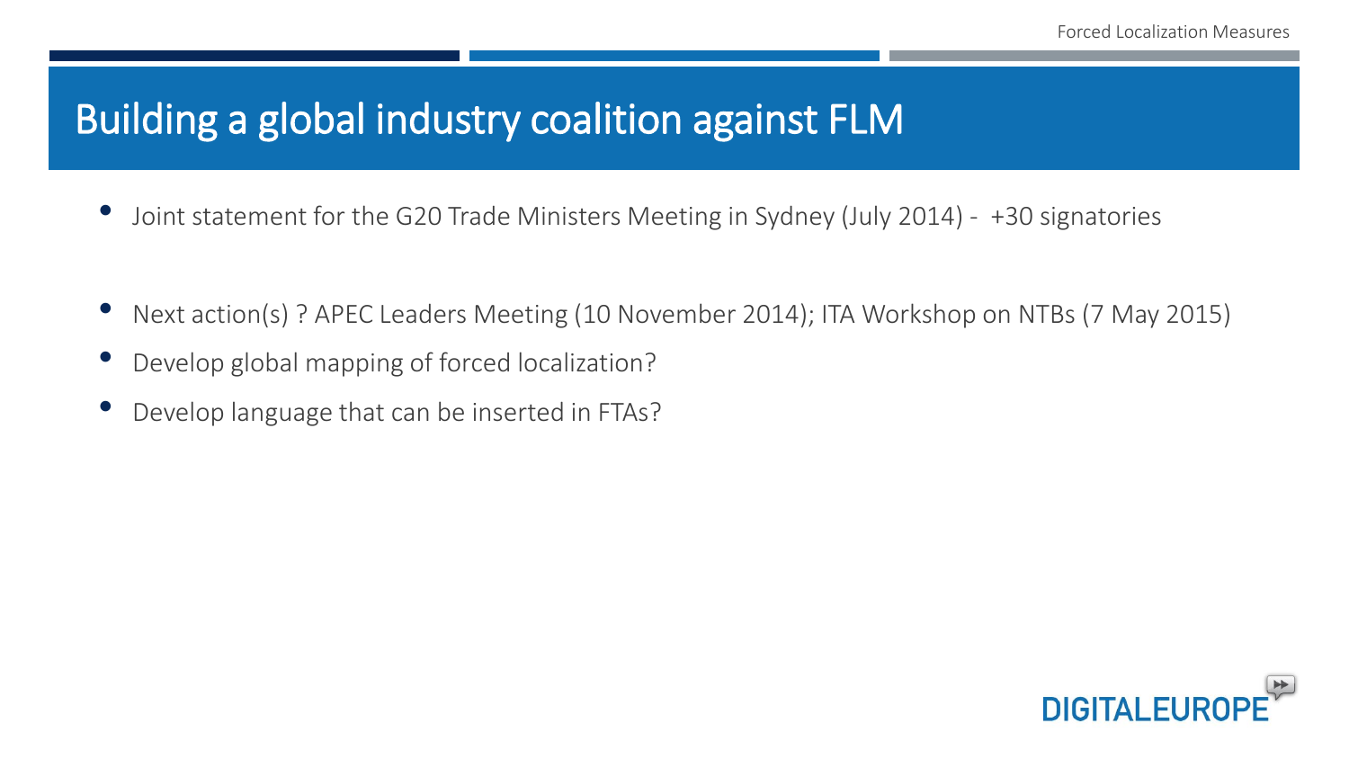# Building a global industry coalition against FLM

- Joint statement for the G20 Trade Ministers Meeting in Sydney (July 2014) - +30 signatories

- Next action(s) ? APEC Leaders Meeting (10 November 2014); ITA Workshop on NTBs (7 May 2015)
- Develop global mapping of forced localization?
- Develop language that can be inserted in FTAs?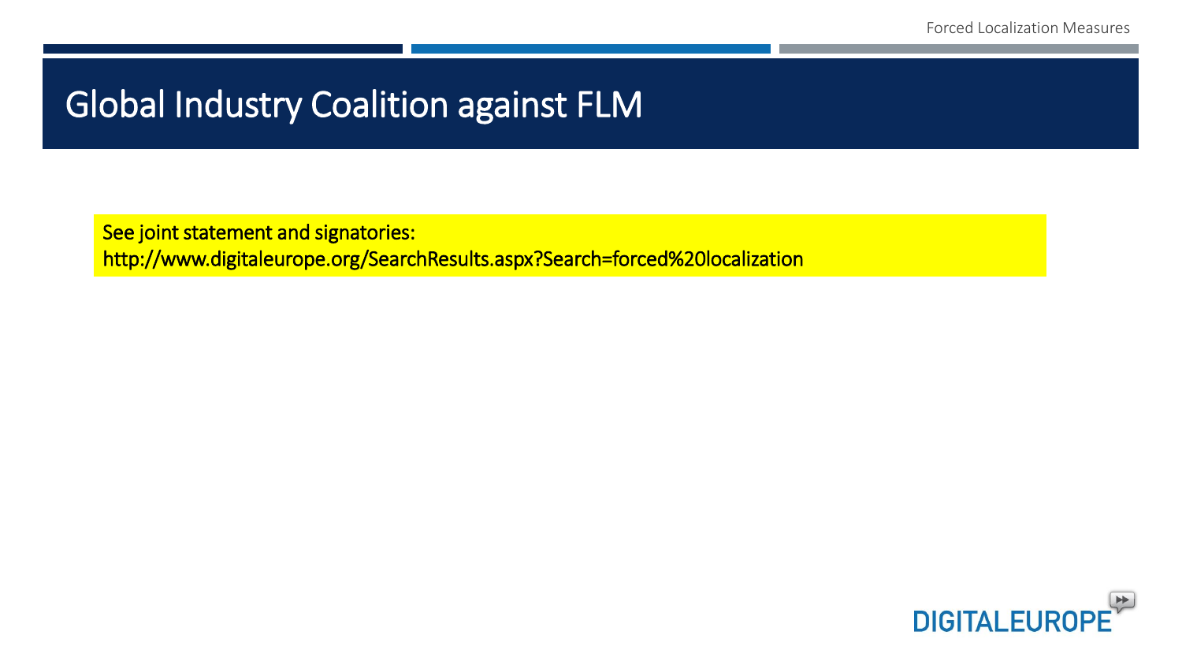# Global Industry Coalition against FLM

See joint statement and signatories:
http://www.digitaleurope.org/SearchResults.aspx?Search=forced%20localization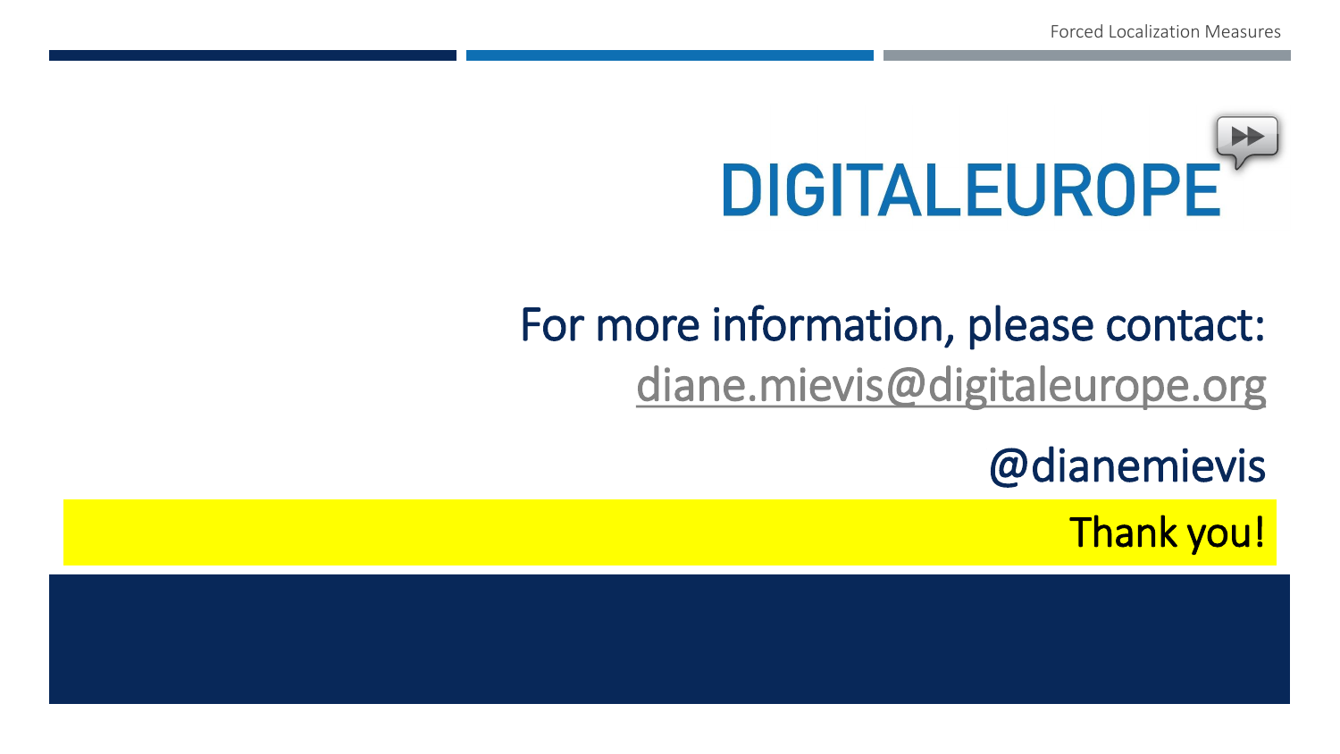DIGITALEUROPE

For more information, please contact:

diane.mievis@digitaleurope.org

@dianemievis

Thank you!